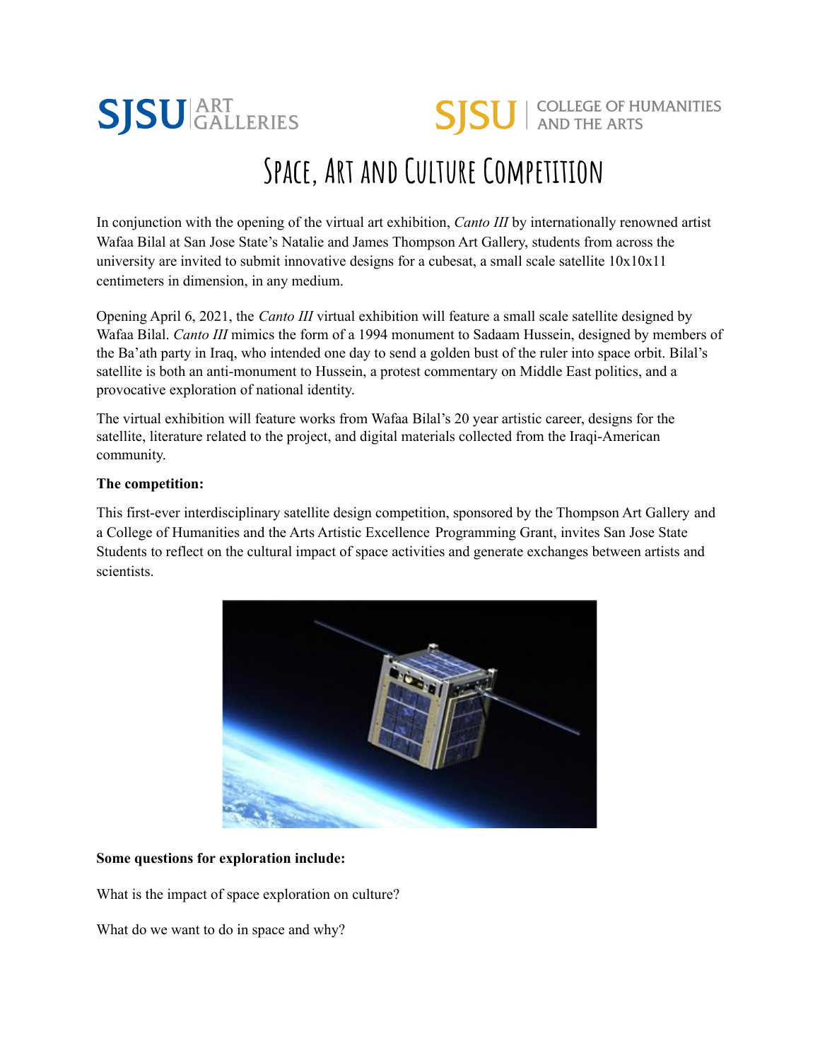SJSU | ART GALLERIES

SJSU | COLLEGE OF HUMANITIES AND THE ARTS

# Space, Art and Culture Competition

In conjunction with the opening of the virtual art exhibition, *Canto III* by internationally renowned artist Wafaa Bilal at San Jose State's Natalie and James Thompson Art Gallery, students from across the university are invited to submit innovative designs for a cubesat, a small scale satellite 10x10x11 centimeters in dimension, in any medium.

Opening April 6, 2021, the *Canto III* virtual exhibition will feature a small scale satellite designed by Wafaa Bilal. *Canto III* mimics the form of a 1994 monument to Sadaam Hussein, designed by members of the Ba'ath party in Iraq, who intended one day to send a golden bust of the ruler into space orbit. Bilal's satellite is both an anti-monument to Hussein, a protest commentary on Middle East politics, and a provocative exploration of national identity.

The virtual exhibition will feature works from Wafaa Bilal's 20 year artistic career, designs for the satellite, literature related to the project, and digital materials collected from the Iraqi-American community.

**The competition:**

This first-ever interdisciplinary satellite design competition, sponsored by the Thompson Art Gallery and a College of Humanities and the Arts Artistic Excellence Programming Grant, invites San Jose State Students to reflect on the cultural impact of space activities and generate exchanges between artists and scientists.

**Some questions for exploration include:**

What is the impact of space exploration on culture?

What do we want to do in space and why?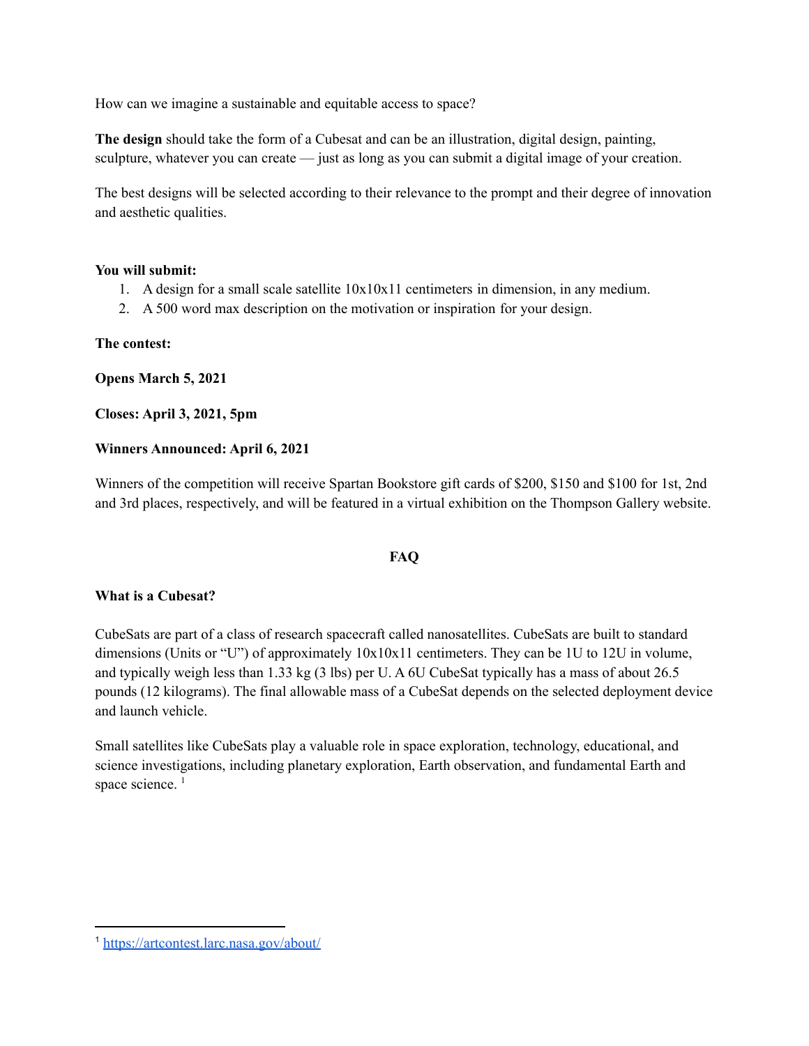How can we imagine a sustainable and equitable access to space?

**The design** should take the form of a Cubesat and can be an illustration, digital design, painting, sculpture, whatever you can create — just as long as you can submit a digital image of your creation.

The best designs will be selected according to their relevance to the prompt and their degree of innovation and aesthetic qualities.

**You will submit:**

1. A design for a small scale satellite 10x10x11 centimeters in dimension, in any medium.
2. A 500 word max description on the motivation or inspiration for your design.

**The contest:**

**Opens March 5, 2021**

**Closes: April 3, 2021, 5pm**

**Winners Announced: April 6, 2021**

Winners of the competition will receive Spartan Bookstore gift cards of $200, $150 and $100 for 1st, 2nd and 3rd places, respectively, and will be featured in a virtual exhibition on the Thompson Gallery website.

## FAQ

**What is a Cubesat?**

CubeSats are part of a class of research spacecraft called nanosatellites. CubeSats are built to standard dimensions (Units or "U") of approximately 10x10x11 centimeters. They can be 1U to 12U in volume, and typically weigh less than 1.33 kg (3 lbs) per U. A 6U CubeSat typically has a mass of about 26.5 pounds (12 kilograms). The final allowable mass of a CubeSat depends on the selected deployment device and launch vehicle.

Small satellites like CubeSats play a valuable role in space exploration, technology, educational, and science investigations, including planetary exploration, Earth observation, and fundamental Earth and space science. [1]

[1] https://artcontest.larc.nasa.gov/about/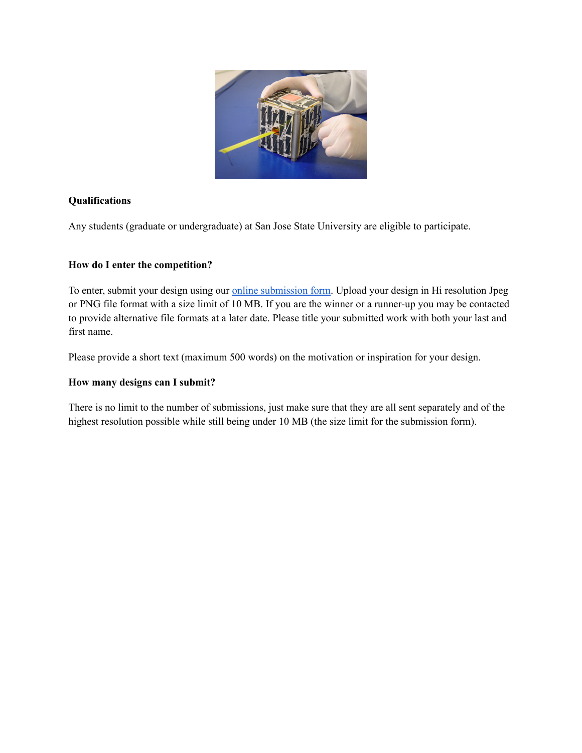**Qualifications**

Any students (graduate or undergraduate) at San Jose State University are eligible to participate.

**How do I enter the competition?**

To enter, submit your design using our online submission form. Upload your design in Hi resolution Jpeg or PNG file format with a size limit of 10 MB. If you are the winner or a runner-up you may be contacted to provide alternative file formats at a later date. Please title your submitted work with both your last and first name.

Please provide a short text (maximum 500 words) on the motivation or inspiration for your design.

**How many designs can I submit?**

There is no limit to the number of submissions, just make sure that they are all sent separately and of the highest resolution possible while still being under 10 MB (the size limit for the submission form).